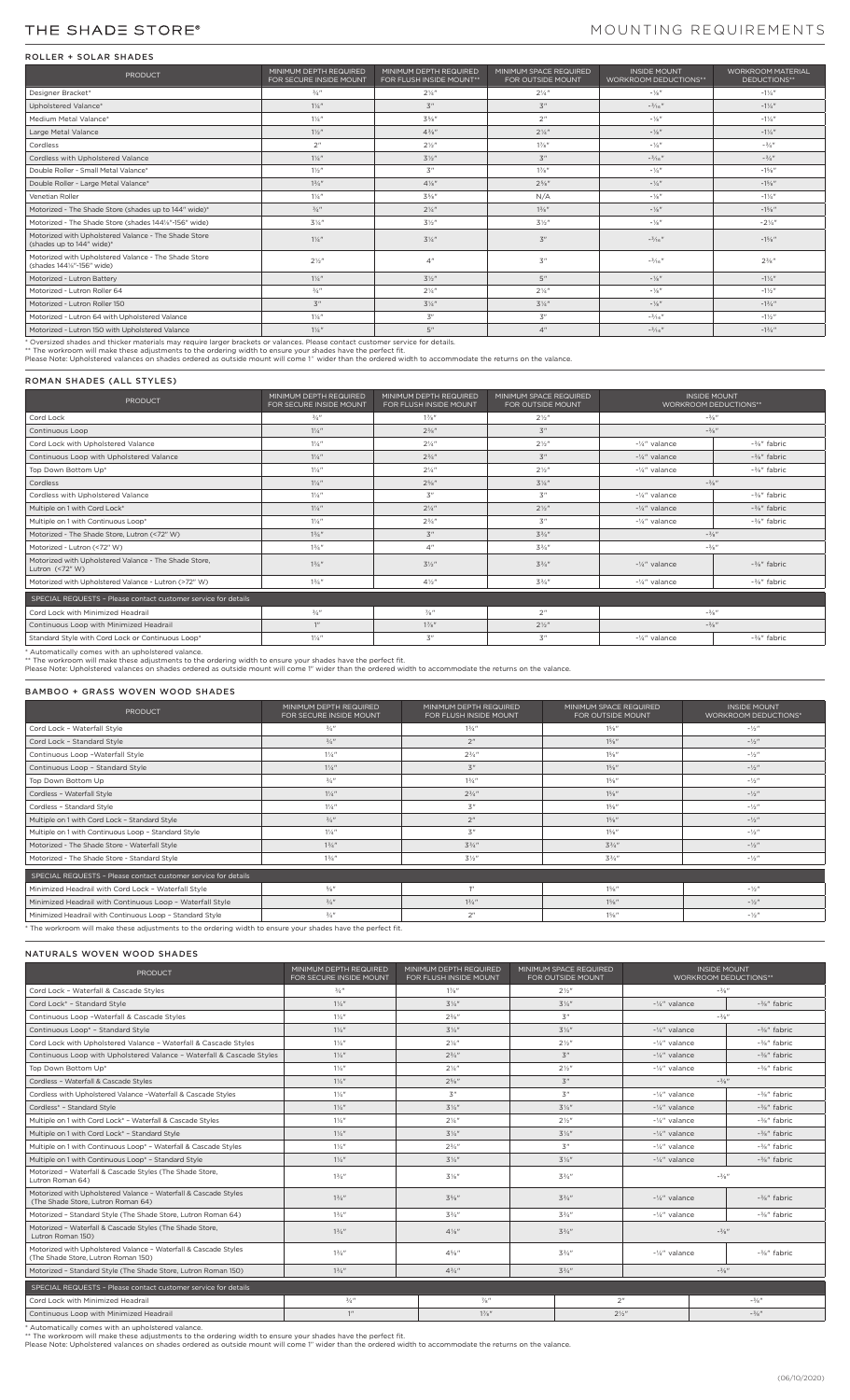# THE SHADE STORE®

# MOUNTING REQUIREMENTS

## ROLLER + SOLAR SHADES

| PRODUCT | MINIMUM DEPTH REQUIRED FOR SECURE INSIDE MOUNT | MINIMUM DEPTH REQUIRED FOR FLUSH INSIDE MOUNT** | MINIMUM SPACE REQUIRED FOR OUTSIDE MOUNT | INSIDE MOUNT WORKROOM DEDUCTIONS** | WORKROOM MATERIAL DEDUCTIONS** |
|---|---|---|---|---|---|
| Designer Bracket* | ¾" | 2¼" | 2¼" | -⅛" | -1¼" |
| Upholstered Valance* | 1⅜" | 3" | 3" | -³⁄₁₆" | -1¼" |
| Medium Metal Valance* | 1¼" | 3¼" | 2" | -⅛" | -1¼" |
| Large Metal Valance | 1½" | 4⅜" | 2½" | -⅛" | -1¼" |
| Cordless | 2" | 2½" | 1⅞" | -⅛" | -⅝" |
| Cordless with Upholstered Valance | 1⅜" | 3½" | 3" | -³⁄₁₆" | -⅝" |
| Double Roller - Small Metal Valance* | 1½" | 3" | 1⅞" | -⅛" | -1⅝" |
| Double Roller - Large Metal Valance* | 1⅝" | 4½" | 2⅝" | -⅛" | -1⅝" |
| Venetian Roller | 1¼" | 3⅛" | N/A | -⅛" | -1⅛" |
| Motorized - The Shade Store (shades up to 144" wide)* | ¾" | 2½" | 1⅝" | -⅛" | -1⅝" |
| Motorized - The Shade Store (shades 144⅛"-156" wide) | 3¼" | 3½" | 3½" | -⅛" | -2⅛" |
| Motorized with Upholstered Valance - The Shade Store (shades up to 144" wide)* | 1⅜" | 3⅛" | 3" | -³⁄₁₆" | -1⅝" |
| Motorized with Upholstered Valance - The Shade Store (shades 144⅛"-156" wide) | 2½" | 4" | 3" | -³⁄₁₆" | 2⅛" |
| Motorized - Lutron Battery | 1⅜" | 3⅛" | 5" | -⅛" | -1¼" |
| Motorized - Lutron Roller 64 | ¾" | 2¼" | 2¼" | -⅛" | -1½" |
| Motorized - Lutron Roller 150 | 3" | 3¼" | 3¼" | -⅛" | -1½" |
| Motorized - Lutron 64 with Upholstered Valance | 1⅜" | 3" | 3" | -³⁄₁₆" | -1½" |
| Motorized - Lutron 150 with Upholstered Valance | 1⅜" | 5" | 4" | -³⁄₁₆" | -1½" |

\* Oversized shades and thicker materials may require larger brackets or valances. Please contact customer service for details.
\*\* The workroom will make these adjustments to the ordering width to ensure your shades have the perfect fit.
Please Note: Upholstered valances on shades ordered as outside mount will come 1" wider than the ordered width to accommodate the returns on the valance.

## ROMAN SHADES (ALL STYLES)

| PRODUCT | MINIMUM DEPTH REQUIRED FOR SECURE INSIDE MOUNT | MINIMUM DEPTH REQUIRED FOR FLUSH INSIDE MOUNT | MINIMUM SPACE REQUIRED FOR OUTSIDE MOUNT | INSIDE MOUNT WORKROOM DEDUCTIONS** | |
|---|---|---|---|---|---|
| Cord Lock | ¾" | 1⅞" | 2½" | -⅜" | |
| Continuous Loop | 1½" | 2⅝" | 3" | -⅜" | |
| Cord Lock with Upholstered Valance | 1¼" | 2¼" | 2½" | -¼" valance | -⅜" fabric |
| Continuous Loop with Upholstered Valance | 1½" | 2⅝" | 3" | -¼" valance | -⅜" fabric |
| Top Down Bottom Up* | 1¼" | 2¼" | 2½" | -¼" valance | -⅜" fabric |
| Cordless | 1½" | 2⅝" | 3¼" | -⅜" | |
| Cordless with Upholstered Valance | 1¼" | 3" | 3" | -¼" valance | -⅜" fabric |
| Multiple on 1 with Cord Lock* | 1¼" | 2¼" | 2½" | -¼" valance | -⅜" fabric |
| Multiple on 1 with Continuous Loop* | 1¼" | 2⅝" | 3" | -¼" valance | -⅜" fabric |
| Motorized - The Shade Store, Lutron (<72" W) | 1⅝" | 3" | 3¾" | -⅜" | |
| Motorized - Lutron (<72" W) | 1⅝" | 4" | 3¾" | -⅜" | |
| Motorized with Upholstered Valance - The Shade Store, Lutron (<72" W) | 1⅝" | 3½" | 3¾" | -¼" valance | -⅜" fabric |
| Motorized with Upholstered Valance - Lutron (>72" W) | 1⅝" | 4½" | 3¾" | -¼" valance | -⅜" fabric |
| **SPECIAL REQUESTS – Please contact customer service for details** | | | | | |
| Cord Lock with Minimized Headrail | ¾" | ⅞" | 2" | -⅜" | |
| Continuous Loop with Minimized Headrail | 1" | 1⅜" | 2½" | -⅜" | |
| Standard Style with Cord Lock or Continuous Loop* | 1¼" | 3" | 3" | -¼" valance | -⅜" fabric |

\* Automatically comes with an upholstered valance.
\*\* The workroom will make these adjustments to the ordering width to ensure your shades have the perfect fit.
Please Note: Upholstered valances on shades ordered as outside mount will come 1" wider than the ordered width to accommodate the returns on the valance.

## BAMBOO + GRASS WOVEN WOOD SHADES

| PRODUCT | MINIMUM DEPTH REQUIRED FOR SECURE INSIDE MOUNT | MINIMUM DEPTH REQUIRED FOR FLUSH INSIDE MOUNT | MINIMUM SPACE REQUIRED FOR OUTSIDE MOUNT | INSIDE MOUNT WORKROOM DEDUCTIONS* |
|---|---|---|---|---|
| Cord Lock – Waterfall Style | ¾" | 1¾" | 1⅝" | -½" |
| Cord Lock – Standard Style | ¾" | 2" | 1⅝" | -½" |
| Continuous Loop –Waterfall Style | 1¼" | 2⅝" | 1⅝" | -½" |
| Continuous Loop – Standard Style | 1¼" | 3" | 1⅝" | -½" |
| Top Down Bottom Up | ¾" | 1¾" | 1⅝" | -½" |
| Cordless – Waterfall Style | 1¼" | 2⅝" | 1⅝" | -½" |
| Cordless – Standard Style | 1¼" | 3" | 1⅝" | -½" |
| Multiple on 1 with Cord Lock – Standard Style | ¾" | 2" | 1⅝" | -½" |
| Multiple on 1 with Continuous Loop – Standard Style | 1¼" | 3" | 1⅝" | -½" |
| Motorized - The Shade Store - Waterfall Style | 1⅝" | 3⅜" | 3¾" | -½" |
| Motorized - The Shade Store - Standard Style | 1⅝" | 3½" | 3¾" | -½" |
| **SPECIAL REQUESTS – Please contact customer service for details** | | | | |
| Minimized Headrail with Cord Lock – Waterfall Style | ¾" | 1" | 1⅝" | -½" |
| Minimized Headrail with Continuous Loop – Waterfall Style | ¾" | 1½" | 1⅝" | -½" |
| Minimized Headrail with Continuous Loop – Standard Style | ¾" | 2" | 1⅝" | -½" |

\* The workroom will make these adjustments to the ordering width to ensure your shades have the perfect fit.

## NATURALS WOVEN WOOD SHADES

| PRODUCT | MINIMUM DEPTH REQUIRED FOR SECURE INSIDE MOUNT | MINIMUM DEPTH REQUIRED FOR FLUSH INSIDE MOUNT | MINIMUM SPACE REQUIRED FOR OUTSIDE MOUNT | INSIDE MOUNT WORKROOM DEDUCTIONS** | |
|---|---|---|---|---|---|
| Cord Lock – Waterfall & Cascade Styles | ¾" | 1⅞" | 2½" | -⅜" | |
| Cord Lock* – Standard Style | 1⅛" | 3⅛" | 3¼" | -¼" valance | -⅜" fabric |
| Continuous Loop –Waterfall & Cascade Styles | 1⅛" | 2⅝" | 3" | -⅜" | |
| Continuous Loop* – Standard Style | 1⅛" | 3⅛" | 3¼" | -¼" valance | -⅜" fabric |
| Cord Lock with Upholstered Valance – Waterfall & Cascade Styles | 1⅛" | 2¼" | 2½" | -¼" valance | -⅜" fabric |
| Continuous Loop with Upholstered Valance – Waterfall & Cascade Styles | 1⅛" | 2⅝" | 3" | -¼" valance | -⅜" fabric |
| Top Down Bottom Up* | 1⅛" | 2½" | 2½" | -¼" valance | -⅜" fabric |
| Cordless – Waterfall & Cascade Styles | 1⅛" | 2⅝" | 3" | -⅜" | |
| Cordless with Upholstered Valance –Waterfall & Cascade Styles | 1⅛" | 3" | 3" | -¼" valance | -⅜" fabric |
| Cordless* – Standard Style | 1⅛" | 3⅛" | 3¼" | -¼" valance | -⅜" fabric |
| Multiple on 1 with Cord Lock* – Waterfall & Cascade Styles | 1⅛" | 2½" | 2½" | -¼" valance | -⅜" fabric |
| Multiple on 1 with Cord Lock* – Standard Style | 1⅛" | 3⅛" | 3¼" | -¼" valance | -⅜" fabric |
| Multiple on 1 with Continuous Loop* – Waterfall & Cascade Styles | 1⅛" | 2⅝" | 3" | -¼" valance | -⅜" fabric |
| Multiple on 1 with Continuous Loop* – Standard Style | 1⅛" | 3⅛" | 3¼" | -¼" valance | -⅜" fabric |
| Motorized – Waterfall & Cascade Styles (The Shade Store, Lutron Roman 64) | 1⅝" | 3⅛" | 3¾" | -⅜" | |
| Motorized with Upholstered Valance – Waterfall & Cascade Styles (The Shade Store, Lutron Roman 64) | 1⅝" | 3⅝" | 3¾" | -¼" valance | -⅜" fabric |
| Motorized – Standard Style (The Shade Store, Lutron Roman 64) | 1⅝" | 3¾" | 3¾" | -¼" valance | -⅜" fabric |
| Motorized – Waterfall & Cascade Styles (The Shade Store, Lutron Roman 150) | 1⅝" | 4⅛" | 3¾" | -⅜" | |
| Motorized with Upholstered Valance – Waterfall & Cascade Styles (The Shade Store, Lutron Roman 150) | 1⅝" | 4⅝" | 3¾" | -¼" valance | -⅜" fabric |
| Motorized – Standard Style (The Shade Store, Lutron Roman 150) | 1⅝" | 4⅛" | 3¾" | -⅜" | |
| **SPECIAL REQUESTS – Please contact customer service for details** | | | | | |
| Cord Lock with Minimized Headrail | ¾" | ⅞" | 2" | -⅜" | |
| Continuous Loop with Minimized Headrail | 1" | 1⅜" | 2½" | -⅜" | |

\* Automatically comes with an upholstered valance.
\*\* The workroom will make these adjustments to the ordering width to ensure your shades have the perfect fit.
Please Note: Upholstered valances on shades ordered as outside mount will come 1" wider than the ordered width to accommodate the returns on the valance.

(06/10/2020)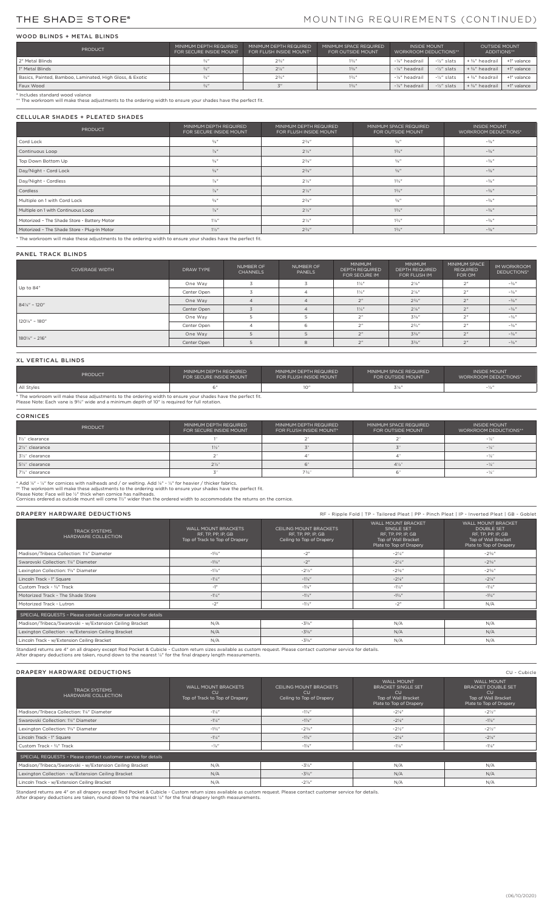# MOUNTING REQUIREMENTS (CONTINUED)

## WOOD BLINDS + METAL BLINDS

| PRODUCT | MINIMUM DEPTH REQUIRED FOR SECURE INSIDE MOUNT | MINIMUM DEPTH REQUIRED FOR FLUSH INSIDE MOUNT* | MINIMUM SPACE REQUIRED FOR OUTSIDE MOUNT | INSIDE MOUNT WORKROOM DEDUCTIONS** | | OUTSIDE MOUNT ADDITIONS** | |
|---|---|---|---|---|---|---|---|
| 2" Metal Blinds | ¾" | 2¾" | 1¾" | -⅛" headrail | -½" slats | + ⅜" headrail | +1" valance |
| 1" Metal Blinds | ¾" | 2¼" | 1⅝" | -⅛" headrail | -½" slats | + ⅜" headrail | +1" valance |
| Basics, Painted, Bamboo, Laminated, High Gloss, & Exotic | ¾" | 2¾" | 1¾" | -⅛" headrail | -½" slats | + ⅜" headrail | +1" valance |
| Faux Wood | ¾" | 3" | 1¾" | -⅛" headrail | -½" slats | + ⅜" headrail | +1" valance |

\* Includes standard wood valance
\*\* The workroom will make these adjustments to the ordering width to ensure your shades have the perfect fit.

## CELLULAR SHADES + PLEATED SHADES

| PRODUCT | MINIMUM DEPTH REQUIRED FOR SECURE INSIDE MOUNT | MINIMUM DEPTH REQUIRED FOR FLUSH INSIDE MOUNT | MINIMUM SPACE REQUIRED FOR OUTSIDE MOUNT | INSIDE MOUNT WORKROOM DEDUCTIONS* |
|---|---|---|---|---|
| Cord Lock | ⅝" | 2⅜" | ⅝" | -⅜" |
| Continuous Loop | ⅞" | 2⅛" | 1¾" | -⅜" |
| Top Down Bottom Up | ⅝" | 2⅛" | ⅝" | -⅜" |
| Day/Night - Cord Lock | ⅝" | 2⅜" | ⅝" | -⅜" |
| Day/Night - Cordless | ⅞" | 2⅛" | 1¾" | -⅜" |
| Cordless | ⅞" | 2⅛" | 1¾" | -⅜" |
| Multiple on 1 with Cord Lock | ⅝" | 2⅜" | ⅝" | -⅜" |
| Multiple on 1 with Continuous Loop | ⅞" | 2⅛" | 1¾" | -⅜" |
| Motorized - The Shade Store - Battery Motor | 1⅛" | 2⅛" | 1¾" | -⅜" |
| Motorized - The Shade Store - Plug-In Motor | 1½" | 2¾" | 1¾" | -⅜" |

\* The workroom will make these adjustments to the ordering width to ensure your shades have the perfect fit.

## PANEL TRACK BLINDS

| COVERAGE WIDTH | DRAW TYPE | NUMBER OF CHANNELS | NUMBER OF PANELS | MINIMUM DEPTH REQUIRED FOR SECURE IM | MINIMUM DEPTH REQUIRED FOR FLUSH IM | MINIMUM SPACE REQUIRED FOR OM | IM WORKROOM DEDUCTIONS* |
|---|---|---|---|---|---|---|---|
| Up to 84" | One Way | 3 | 3 | 1⅝" | 2⅛" | 2" | -⅜" |
| | Center Open | 3 | 4 | 1⅝" | 2⅛" | 2" | -⅜" |
| 84⅛" - 120" | One Way | 4 | 4 | 2" | 2¾" | 2" | -⅜" |
| | Center Open | 3 | 4 | 1⅝" | 2⅛" | 2" | -⅜" |
| 120⅛" - 180" | One Way | 5 | 5 | 2" | 3¼" | 2" | -⅜" |
| | Center Open | 4 | 6 | 2" | 2¾" | 2" | -⅜" |
| 180⅛" - 216" | One Way | 5 | 5 | 2" | 3¼" | 2" | -⅜" |
| | Center Open | 5 | 8 | 2" | 3¼" | 2" | -⅜" |

## XL VERTICAL BLINDS

| PRODUCT | MINIMUM DEPTH REQUIRED FOR SECURE INSIDE MOUNT | MINIMUM DEPTH REQUIRED FOR FLUSH INSIDE MOUNT | MINIMUM SPACE REQUIRED FOR OUTSIDE MOUNT | INSIDE MOUNT WORKROOM DEDUCTIONS* |
|---|---|---|---|---|
| All Styles | 6" | 10" | 3⅛" | -½" |

\* The workroom will make these adjustments to the ordering width to ensure your shades have the perfect fit.
Please Note: Each vane is 9¾" wide and a minimum depth of 10" is required for full rotation.

## CORNICES

| PRODUCT | MINIMUM DEPTH REQUIRED FOR SECURE INSIDE MOUNT | MINIMUM DEPTH REQUIRED FOR FLUSH INSIDE MOUNT* | MINIMUM SPACE REQUIRED FOR OUTSIDE MOUNT | INSIDE MOUNT WORKROOM DEDUCTIONS** |
|---|---|---|---|---|
| 1½" clearance | 1" | 2" | 2" | -½" |
| 2½" clearance | 1½" | 3" | 3" | -½" |
| 3½" clearance | 2" | 4" | 4" | -½" |
| 5½" clearance | 2½" | 6" | 4½" | -½" |
| 7¼" clearance | 3" | 7¾" | 6" | -½" |

\* Add ⅛" - ¼" for cornices with nailheads and / or welting. Add ⅛" - ¼" for heavier / thicker fabrics.
\*\* The workroom will make these adjustments to the ordering width to ensure your shades have the perfect fit.
Please Note: Face will be ½" thick when cornice has nailheads.
Cornices ordered as outside mount will come 1½" wider than the ordered width to accommodate the returns on the cornice.

## DRAPERY HARDWARE DEDUCTIONS

RF - Ripple Fold | TP - Tailored Pleat | PP - Pinch Pleat | IP - Inverted Pleat | GB - Goblet

| TRACK SYSTEMS HARDWARE COLLECTION | WALL MOUNT BRACKETS RF, TP, PP, IP, GB Top of Track to Top of Drapery | CEILING MOUNT BRACKETS RF, TP, PP, IP, GB Ceiling to Top of Drapery | WALL MOUNT BRACKET SINGLE SET RF, TP, PP, IP, GB Top of Wall Bracket Plate to Top of Drapery | WALL MOUNT BRACKET DOUBLE SET RF, TP, PP, IP, GB Top of Wall Bracket Plate to Top of Drapery |
|---|---|---|---|---|
| Madison/Tribeca Collection: 1⅛" Diameter | -1⅝" | -2" | -2¼" | -2⅝" |
| Swarovski Collection: 1⅛" Diameter | -1⅝" | -2" | -2¼" | -2⅝" |
| Lexington Collection: 1⅜" Diameter | -1⅞" | -2½" | -2⅝" | -2⅞" |
| Lincoln Track - 1" Square | -1¼" | -1⅞" | -2⅛" | -2⅛" |
| Custom Track - ¾" Track | -1" | -1⅛" | -1¼" | -1¼" |
| Motorized Track - The Shade Store | -1¼" | -1½" | -1½" | -1½" |
| Motorized Track - Lutron | -2" | -1½" | -2" | N/A |
| SPECIAL REQUESTS - Please contact customer service for details | | | | |
| Madison/Tribeca/Swarovski - w/Extension Ceiling Bracket | N/A | -3⅜" | N/A | N/A |
| Lexington Collection - w/Extension Ceiling Bracket | N/A | -3⅝" | N/A | N/A |
| Lincoln Track - w/Extension Ceiling Bracket | N/A | -3⅜" | N/A | N/A |

Standard returns are 4" on all drapery except Rod Pocket & Cubicle - Custom return sizes available as custom request. Please contact customer service for details.
After drapery deductions are taken, round down to the nearest ¼" for the final drapery length measurements.

## DRAPERY HARDWARE DEDUCTIONS

CU - Cubicle

| TRACK SYSTEMS HARDWARE COLLECTION | WALL MOUNT BRACKETS CU Top of Track to Top of Drapery | CEILING MOUNT BRACKETS CU Ceiling to Top of Drapery | WALL MOUNT BRACKET SINGLE SET CU Top of Wall Bracket Plate to Top of Drapery | WALL MOUNT BRACKET DOUBLE SET CU Top of Wall Bracket Plate to Top of Drapery |
|---|---|---|---|---|
| Madison/Tribeca Collection: 1⅛" Diameter | -1¼" | -1⅝" | -2⅛" | -2½" |
| Swarovski Collection: 1⅛" Diameter | -1¼" | -1⅝" | -2⅛" | -1⅝" |
| Lexington Collection: 1⅜" Diameter | -1¾" | -2⅜" | -2½" | -2½" |
| Lincoln Track - 1" Square | -1¼" | -1⅞" | -2⅛" | -2⅛" |
| Custom Track - ¾" Track | -⅞" | -1⅛" | -1⅛" | -1⅛" |
| SPECIAL REQUESTS - Please contact customer service for details | | | | |
| Madison/Tribeca/Swarovski - w/Extension Ceiling Bracket | N/A | -3¼" | N/A | N/A |
| Lexington Collection - w/Extension Ceiling Bracket | N/A | -3¾" | N/A | N/A |
| Lincoln Track - w/Extension Ceiling Bracket | N/A | -2⅞" | N/A | N/A |

Standard returns are 4" on all drapery except Rod Pocket & Cubicle - Custom return sizes available as custom request. Please contact customer service for details.
After drapery deductions are taken, round down to the nearest ¼" for the final drapery length measurements.

(06/10/2020)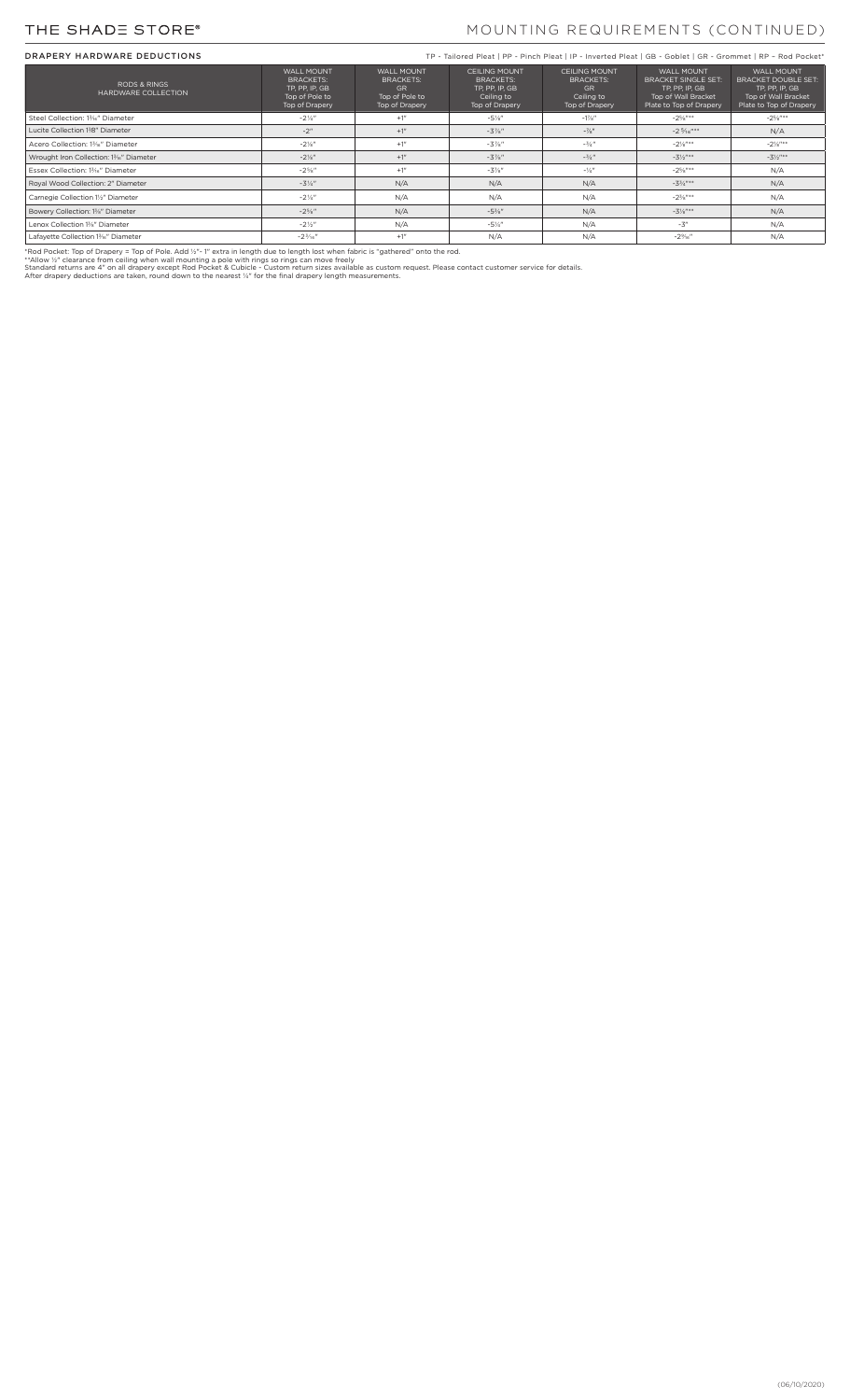## MOUNTING REQUIREMENTS (CONTINUED)

### DRAPERY HARDWARE DEDUCTIONS

TP - Tailored Pleat | PP - Pinch Pleat | IP - Inverted Pleat | GB - Goblet | GR - Grommet | RP – Rod Pocket*

| RODS & RINGS HARDWARE COLLECTION | WALL MOUNT BRACKETS: TP, PP, IP, GB Top of Pole to Top of Drapery | WALL MOUNT BRACKETS: GR Top of Pole to Top of Drapery | CEILING MOUNT BRACKETS: TP, PP, IP, GB Ceiling to Top of Drapery | CEILING MOUNT BRACKETS: GR Ceiling to Top of Drapery | WALL MOUNT BRACKET SINGLE SET: TP, PP, IP, GB Top of Wall Bracket Plate to Top of Drapery | WALL MOUNT BRACKET DOUBLE SET: TP, PP, IP, GB Top of Wall Bracket Plate to Top of Drapery |
|---|---|---|---|---|---|---|
| Steel Collection: 1⅝" Diameter | -2¼" | +1" | -5½" | -1⅞" | -2⅝"** | -2⅝"** |
| Lucite Collection 1⅛" Diameter | -2" | +1" | -3⅞" | -⅞" | -2 5/16"** | N/A |
| Acero Collection: 1⅝" Diameter | -2¼" | +1" | -3⅞" | -⅞" | -2½"** | -2¼"** |
| Wrought Iron Collection: 1⅝" Diameter | -2¼" | +1" | -3⅞" | -⅞" | -3½"** | -3½"** |
| Essex Collection: 1⅝" Diameter | -2⅝" | +1" | -3⅞" | -¼" | -2⅝"** | N/A |
| Royal Wood Collection: 2" Diameter | -3¼" | N/A | N/A | N/A | -3¾"** | N/A |
| Carnegie Collection 1½" Diameter | -2¼" | N/A | N/A | N/A | -2⅞"** | N/A |
| Bowery Collection: 1¾" Diameter | -2⅝" | N/A | -5⅞" | N/A | -3¼"** | N/A |
| Lenox Collection 1¾" Diameter | -2½" | N/A | -5½" | N/A | -3" | N/A |
| Lafayette Collection 1⅝" Diameter | -2 3/16" | +1" | N/A | N/A | -2⅝" | N/A |

*Rod Pocket: Top of Drapery = Top of Pole. Add ½"- 1" extra in length due to length lost when fabric is "gathered" onto the rod.
**Allow ½" clearance from ceiling when wall mounting a pole with rings so rings can move freely
Standard returns are 4" on all drapery except Rod Pocket & Cubicle - Custom return sizes available as custom request. Please contact customer service for details.
After drapery deductions are taken, round down to the nearest ⅛" for the final drapery length measurements.

(06/10/2020)